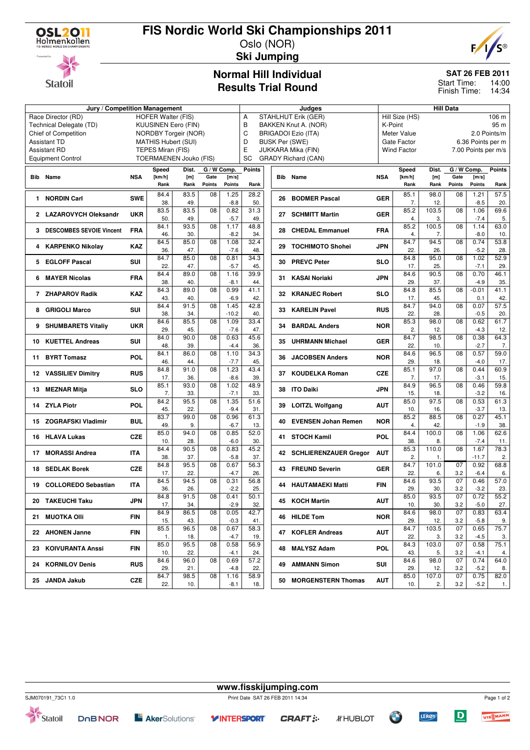# FIS Nordic World Ski Championships 2011

Oslo (NOR)

**Ski Jumping**

## Normal Hill Individual
## Results Trial Round

**SAT 26 FEB 2011**
Start Time: 14:00
Finish Time: 14:34

| Jury / Competition Management | | Judges | | Hill Data | |
|---|---|---|---|---|---|
| Race Director (RD) | HOFER Walter (FIS) | A | STAHLHUT Erik (GER) | Hill Size (HS) | 106 m |
| Technical Delegate (TD) | KUUSINEN Eero (FIN) | B | BAKKEN Knut A. (NOR) | K-Point | 95 m |
| Chief of Competition | NORDBY Torgeir (NOR) | C | BRIGADOI Ezio (ITA) | Meter Value | 2.0 Points/m |
| Assistant TD | MATHIS Hubert (SUI) | D | BUSK Per (SWE) | Gate Factor | 6.36 Points per m |
| Assistant RD | TEPES Miran (FIS) | E | JUKKARA Mika (FIN) | Wind Factor | 7.00 Points per m/s |
| Equipment Control | TOERMAENEN Jouko (FIS) | SC | GRADY Richard (CAN) | | |

| Bib | Name | NSA | Speed [km/h] | Speed Rank | Dist. [m] | Dist. Rank | Gate | Gate Points | W Comp. [m/s] | W Comp. Points | Points | Rank |
|---|---|---|---|---|---|---|---|---|---|---|---|---|
| 1 | NORDIN Carl | SWE | 84.4 | 38. | 83.5 | 49. | 08 | | 1.25 | -8.8 | 28.2 | 50. |
| 2 | LAZAROVYCH Oleksandr | UKR | 83.5 | 50. | 83.5 | 49. | 08 | | 0.82 | -5.7 | 31.3 | 49. |
| 3 | DESCOMBES SEVOIE Vincent | FRA | 84.1 | 46. | 93.5 | 30. | 08 | | 1.17 | -8.2 | 48.8 | 34. |
| 4 | KARPENKO Nikolay | KAZ | 84.5 | 36. | 85.0 | 47. | 08 | | 1.08 | -7.6 | 32.4 | 48. |
| 5 | EGLOFF Pascal | SUI | 84.7 | 22. | 85.0 | 47. | 08 | | 0.81 | -5.7 | 34.3 | 45. |
| 6 | MAYER Nicolas | FRA | 84.4 | 38. | 89.0 | 40. | 08 | | 1.16 | -8.1 | 39.9 | 44. |
| 7 | ZHAPAROV Radik | KAZ | 84.3 | 43. | 89.0 | 40. | 08 | | 0.99 | -6.9 | 41.1 | 42. |
| 8 | GRIGOLI Marco | SUI | 84.4 | 38. | 91.5 | 34. | 08 | | 1.45 | -10.2 | 42.8 | 40. |
| 9 | SHUMBARETS Vitaliy | UKR | 84.6 | 29. | 85.5 | 45. | 08 | | 1.09 | -7.6 | 33.4 | 47. |
| 10 | KUETTEL Andreas | SUI | 84.0 | 48. | 90.0 | 39. | 08 | | 0.63 | -4.4 | 45.6 | 36. |
| 11 | BYRT Tomasz | POL | 84.1 | 46. | 86.0 | 44. | 08 | | 1.10 | -7.7 | 34.3 | 45. |
| 12 | VASSILIEV Dimitry | RUS | 84.8 | 17. | 91.0 | 36. | 08 | | 1.23 | -8.6 | 43.4 | 39. |
| 13 | MEZNAR Mitja | SLO | 85.1 | 7. | 93.0 | 33. | 08 | | 1.02 | -7.1 | 48.9 | 33. |
| 14 | ZYLA Piotr | POL | 84.2 | 45. | 95.5 | 22. | 08 | | 1.35 | -9.4 | 51.6 | 31. |
| 15 | ZOGRAFSKI Vladimir | BUL | 83.7 | 49. | 99.0 | 9. | 08 | | 0.96 | -6.7 | 61.3 | 13. |
| 16 | HLAVA Lukas | CZE | 85.0 | 10. | 94.0 | 28. | 08 | | 0.85 | -6.0 | 52.0 | 30. |
| 17 | MORASSI Andrea | ITA | 84.4 | 38. | 90.5 | 37. | 08 | | 0.83 | -5.8 | 45.2 | 37. |
| 18 | SEDLAK Borek | CZE | 84.8 | 17. | 95.5 | 22. | 08 | | 0.67 | -4.7 | 56.3 | 26. |
| 19 | COLLOREDO Sebastian | ITA | 84.5 | 36. | 94.5 | 26. | 08 | | 0.31 | -2.2 | 56.8 | 25. |
| 20 | TAKEUCHI Taku | JPN | 84.8 | 17. | 91.5 | 34. | 08 | | 0.41 | -2.9 | 50.1 | 32. |
| 21 | MUOTKA Olli | FIN | 84.9 | 15. | 86.5 | 43. | 08 | | 0.05 | -0.3 | 42.7 | 41. |
| 22 | AHONEN Janne | FIN | 85.5 | 1. | 96.5 | 18. | 08 | | 0.67 | -4.7 | 58.3 | 19. |
| 23 | KOIVURANTA Anssi | FIN | 85.0 | 10. | 95.5 | 22. | 08 | | 0.58 | -4.1 | 56.9 | 24. |
| 24 | KORNILOV Denis | RUS | 84.6 | 29. | 96.0 | 21. | 08 | | 0.69 | -4.8 | 57.2 | 22. |
| 25 | JANDA Jakub | CZE | 84.7 | 22. | 98.5 | 10. | 08 | | 1.16 | -8.1 | 58.9 | 18. |
| 26 | BODMER Pascal | GER | 85.1 | 7. | 98.0 | 12. | 08 | | 1.21 | -8.5 | 57.5 | 20. |
| 27 | SCHMITT Martin | GER | 85.2 | 4. | 103.5 | 3. | 08 | | 1.06 | -7.4 | 69.6 | 5. |
| 28 | CHEDAL Emmanuel | FRA | 85.2 | 4. | 100.5 | 7. | 08 | | 1.14 | -8.0 | 63.0 | 10. |
| 29 | TOCHIMOTO Shohei | JPN | 84.7 | 22. | 94.5 | 26. | 08 | | 0.74 | -5.2 | 53.8 | 28. |
| 30 | PREVC Peter | SLO | 84.8 | 17. | 95.0 | 25. | 08 | | 1.02 | -7.1 | 52.9 | 29. |
| 31 | KASAI Noriaki | JPN | 84.6 | 29. | 90.5 | 37. | 08 | | 0.70 | -4.9 | 46.1 | 35. |
| 32 | KRANJEC Robert | SLO | 84.8 | 17. | 85.5 | 45. | 08 | | -0.01 | 0.1 | 41.1 | 42. |
| 33 | KARELIN Pavel | RUS | 84.7 | 22. | 94.0 | 28. | 08 | | 0.07 | -0.5 | 57.5 | 20. |
| 34 | BARDAL Anders | NOR | 85.3 | 2. | 98.0 | 12. | 08 | | 0.62 | -4.3 | 61.7 | 12. |
| 35 | UHRMANN Michael | GER | 84.7 | 22. | 98.5 | 10. | 08 | | 0.38 | -2.7 | 64.3 | 7. |
| 36 | JACOBSEN Anders | NOR | 84.6 | 29. | 96.5 | 18. | 08 | | 0.57 | -4.0 | 59.0 | 17. |
| 37 | KOUDELKA Roman | CZE | 85.1 | 7. | 97.0 | 17. | 08 | | 0.44 | -3.1 | 60.9 | 15. |
| 38 | ITO Daiki | JPN | 84.9 | 15. | 96.5 | 18. | 08 | | 0.46 | -3.2 | 59.8 | 16. |
| 39 | LOITZL Wolfgang | AUT | 85.0 | 10. | 97.5 | 16. | 08 | | 0.53 | -3.7 | 61.3 | 13. |
| 40 | EVENSEN Johan Remen | NOR | 85.2 | 4. | 88.5 | 42. | 08 | | 0.27 | -1.9 | 45.1 | 38. |
| 41 | STOCH Kamil | POL | 84.4 | 38. | 100.0 | 8. | 08 | | 1.06 | -7.4 | 62.6 | 11. |
| 42 | SCHLIERENZAUER Gregor | AUT | 85.3 | 2. | 110.0 | 1. | 08 | | 1.67 | -11.7 | 78.3 | 2. |
| 43 | FREUND Severin | GER | 84.7 | 22. | 101.0 | 6. | 07 | 3.2 | 0.92 | -6.4 | 68.8 | 6. |
| 44 | HAUTAMAEKI Matti | FIN | 84.6 | 29. | 93.5 | 30. | 07 | 3.2 | 0.46 | -3.2 | 57.0 | 23. |
| 45 | KOCH Martin | AUT | 85.0 | 10. | 93.5 | 30. | 07 | 3.2 | 0.72 | -5.0 | 55.2 | 27. |
| 46 | HILDE Tom | NOR | 84.6 | 29. | 98.0 | 12. | 07 | 3.2 | 0.83 | -5.8 | 63.4 | 9. |
| 47 | KOFLER Andreas | AUT | 84.7 | 22. | 103.5 | 3. | 07 | 3.2 | 0.65 | -4.5 | 75.7 | 3. |
| 48 | MALYSZ Adam | POL | 84.3 | 43. | 103.0 | 5. | 07 | 3.2 | 0.58 | -4.1 | 75.1 | 4. |
| 49 | AMMANN Simon | SUI | 84.6 | 29. | 98.0 | 12. | 07 | 3.2 | 0.74 | -5.2 | 64.0 | 8. |
| 50 | MORGENSTERN Thomas | AUT | 85.0 | 10. | 107.0 | 2. | 07 | 3.2 | 0.75 | -5.2 | 82.0 | 1. |

www.fisskijumping.com

SJM070191_73C1 1.0 — Print Date SAT 26 FEB 2011 14:34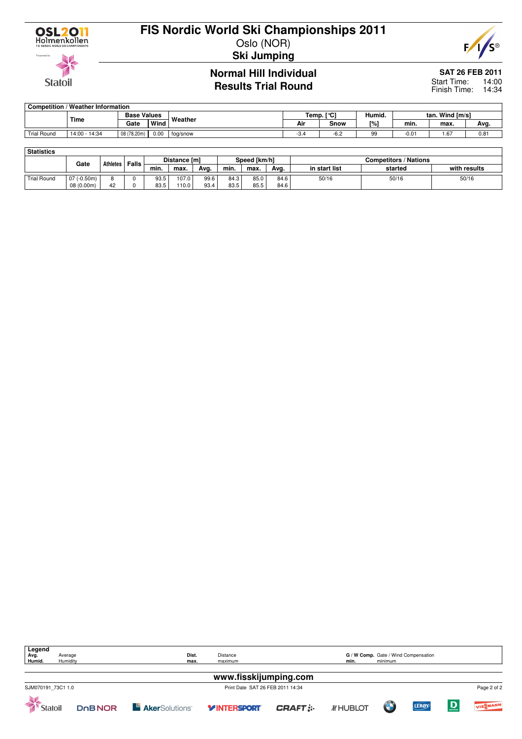# FIS Nordic World Ski Championships 2011

Oslo (NOR)

**Ski Jumping**

## Normal Hill Individual
## Results Trial Round

**SAT 26 FEB 2011**
Start Time: 14:00
Finish Time: 14:34

**Competition / Weather Information**

| | Time | Base Values | | Weather | Temp. [°C] | | Humid. | tan. Wind [m/s] | | |
|---|---|---|---|---|---|---|---|---|---|---|
| | | Gate | Wind | | Air | Snow | [%] | min. | max. | Avg. |
| Trial Round | 14:00 - 14:34 | 08 (78.20m) | 0.00 | fog/snow | -3.4 | -6.2 | 99 | -0.01 | 1.67 | 0.81 |

**Statistics**

| | Gate | Athletes | Falls | Distance [m] | | | Speed [km/h] | | | Competitors / Nations | | |
|---|---|---|---|---|---|---|---|---|---|---|---|---|
| | | | | min. | max. | Avg. | min. | max. | Avg. | in start list | started | with results |
| Trial Round | 07 (-0.50m) | 8 | 0 | 93.5 | 107.0 | 99.6 | 84.3 | 85.0 | 84.6 | 50/16 | 50/16 | 50/16 |
| | 08 (0.00m) | 42 | 0 | 83.5 | 110.0 | 93.4 | 83.5 | 85.5 | 84.6 | | | |

**Legend**

| | | | | | |
|---|---|---|---|---|---|
| Avg. | Average | Dist. | Distance | G / W Comp. | Gate / Wind Compensation |
| Humid. | Humidity | max. | maximum | min. | minimum |

www.fisskijumping.com

SJM070191_73C1 1.0 Print Date SAT 26 FEB 2011 14:34